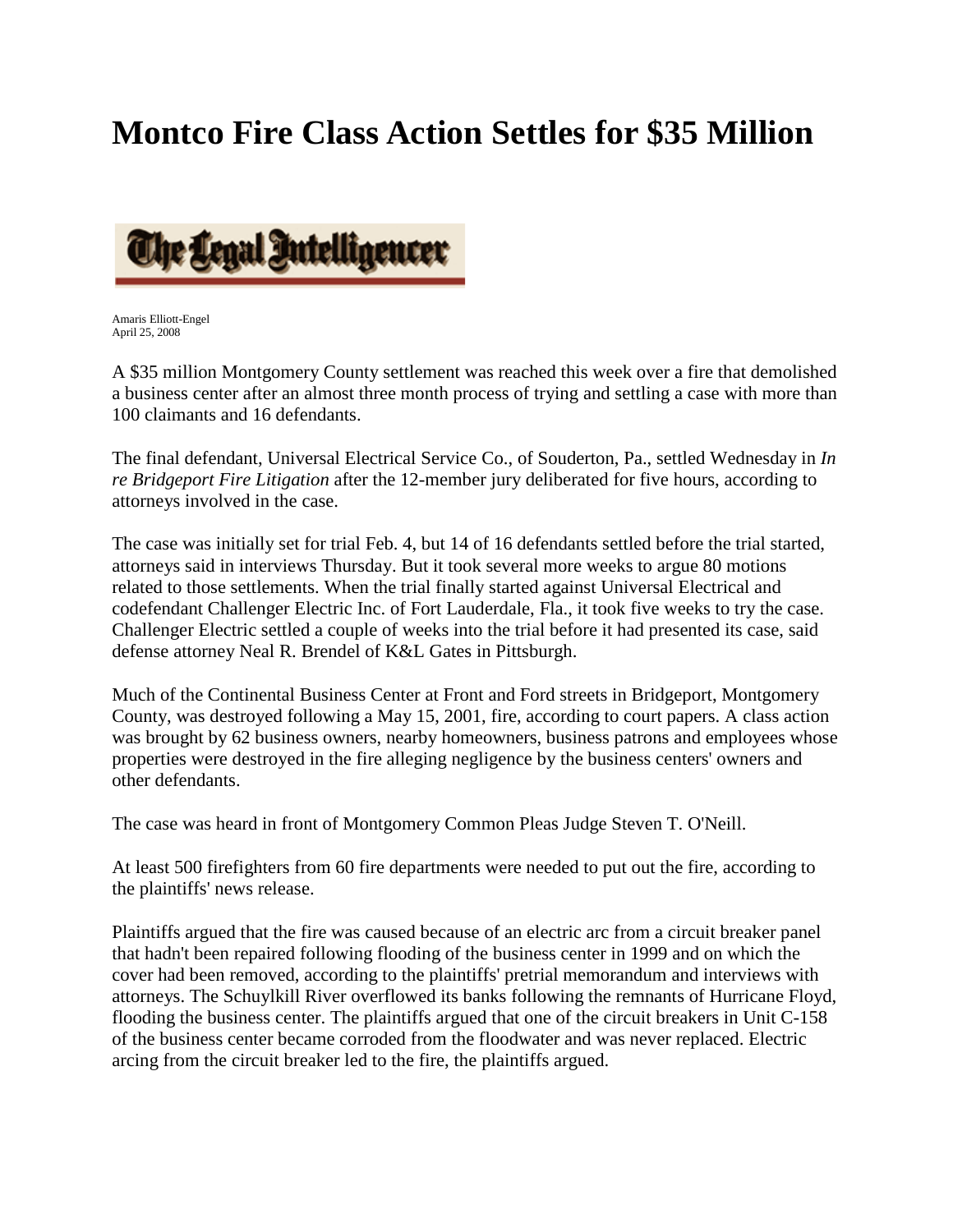# Montco Fire Class Action Settles for $35 Million

The Legal Intelligencer

Amaris Elliott-Engel
April 25, 2008

A $35 million Montgomery County settlement was reached this week over a fire that demolished a business center after an almost three month process of trying and settling a case with more than 100 claimants and 16 defendants.

The final defendant, Universal Electrical Service Co., of Souderton, Pa., settled Wednesday in *In re Bridgeport Fire Litigation* after the 12-member jury deliberated for five hours, according to attorneys involved in the case.

The case was initially set for trial Feb. 4, but 14 of 16 defendants settled before the trial started, attorneys said in interviews Thursday. But it took several more weeks to argue 80 motions related to those settlements. When the trial finally started against Universal Electrical and codefendant Challenger Electric Inc. of Fort Lauderdale, Fla., it took five weeks to try the case. Challenger Electric settled a couple of weeks into the trial before it had presented its case, said defense attorney Neal R. Brendel of K&L Gates in Pittsburgh.

Much of the Continental Business Center at Front and Ford streets in Bridgeport, Montgomery County, was destroyed following a May 15, 2001, fire, according to court papers. A class action was brought by 62 business owners, nearby homeowners, business patrons and employees whose properties were destroyed in the fire alleging negligence by the business centers' owners and other defendants.

The case was heard in front of Montgomery Common Pleas Judge Steven T. O'Neill.

At least 500 firefighters from 60 fire departments were needed to put out the fire, according to the plaintiffs' news release.

Plaintiffs argued that the fire was caused because of an electric arc from a circuit breaker panel that hadn't been repaired following flooding of the business center in 1999 and on which the cover had been removed, according to the plaintiffs' pretrial memorandum and interviews with attorneys. The Schuylkill River overflowed its banks following the remnants of Hurricane Floyd, flooding the business center. The plaintiffs argued that one of the circuit breakers in Unit C-158 of the business center became corroded from the floodwater and was never replaced. Electric arcing from the circuit breaker led to the fire, the plaintiffs argued.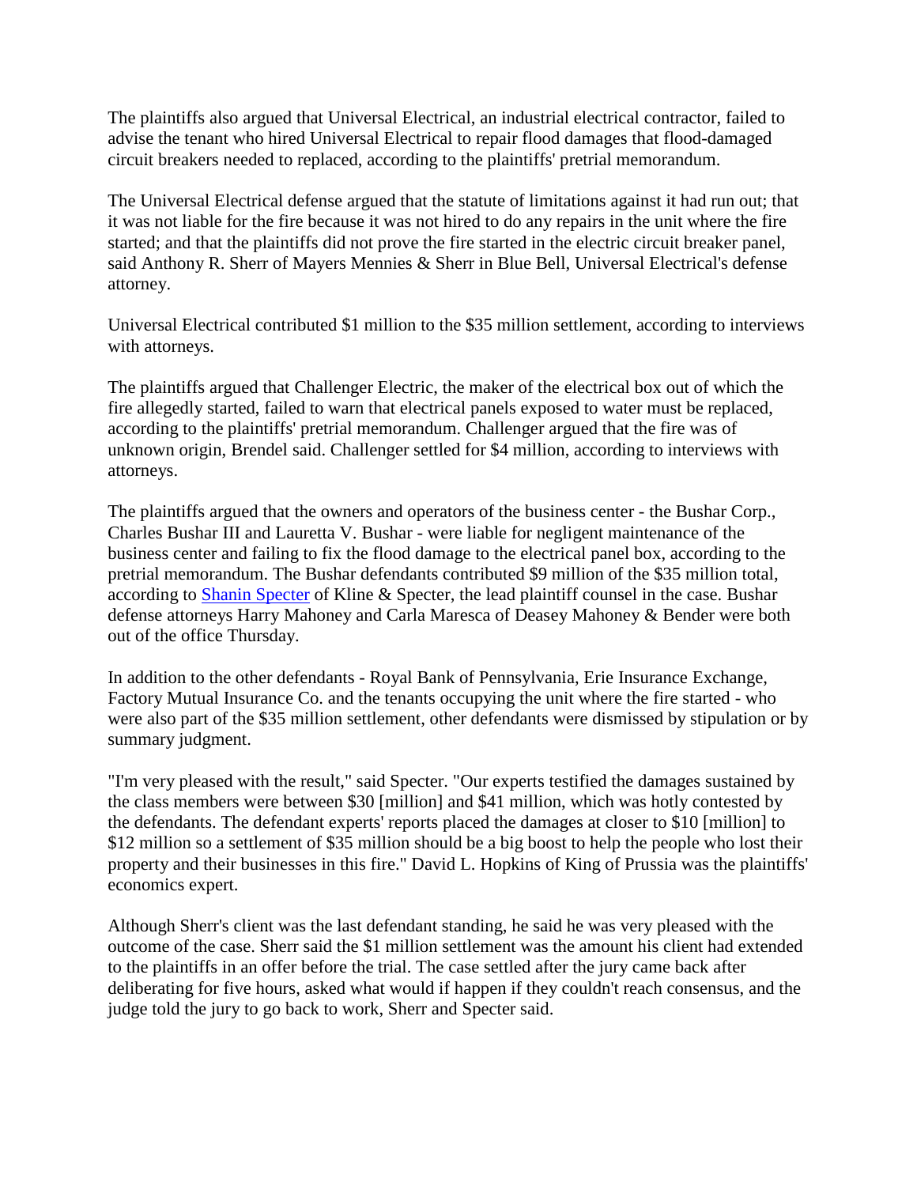The plaintiffs also argued that Universal Electrical, an industrial electrical contractor, failed to advise the tenant who hired Universal Electrical to repair flood damages that flood-damaged circuit breakers needed to replaced, according to the plaintiffs' pretrial memorandum.

The Universal Electrical defense argued that the statute of limitations against it had run out; that it was not liable for the fire because it was not hired to do any repairs in the unit where the fire started; and that the plaintiffs did not prove the fire started in the electric circuit breaker panel, said Anthony R. Sherr of Mayers Mennies & Sherr in Blue Bell, Universal Electrical's defense attorney.

Universal Electrical contributed $1 million to the $35 million settlement, according to interviews with attorneys.

The plaintiffs argued that Challenger Electric, the maker of the electrical box out of which the fire allegedly started, failed to warn that electrical panels exposed to water must be replaced, according to the plaintiffs' pretrial memorandum. Challenger argued that the fire was of unknown origin, Brendel said. Challenger settled for $4 million, according to interviews with attorneys.

The plaintiffs argued that the owners and operators of the business center - the Bushar Corp., Charles Bushar III and Lauretta V. Bushar - were liable for negligent maintenance of the business center and failing to fix the flood damage to the electrical panel box, according to the pretrial memorandum. The Bushar defendants contributed $9 million of the $35 million total, according to Shanin Specter of Kline & Specter, the lead plaintiff counsel in the case. Bushar defense attorneys Harry Mahoney and Carla Maresca of Deasey Mahoney & Bender were both out of the office Thursday.

In addition to the other defendants - Royal Bank of Pennsylvania, Erie Insurance Exchange, Factory Mutual Insurance Co. and the tenants occupying the unit where the fire started - who were also part of the $35 million settlement, other defendants were dismissed by stipulation or by summary judgment.

"I'm very pleased with the result," said Specter. "Our experts testified the damages sustained by the class members were between $30 [million] and $41 million, which was hotly contested by the defendants. The defendant experts' reports placed the damages at closer to $10 [million] to $12 million so a settlement of $35 million should be a big boost to help the people who lost their property and their businesses in this fire." David L. Hopkins of King of Prussia was the plaintiffs' economics expert.

Although Sherr's client was the last defendant standing, he said he was very pleased with the outcome of the case. Sherr said the $1 million settlement was the amount his client had extended to the plaintiffs in an offer before the trial. The case settled after the jury came back after deliberating for five hours, asked what would if happen if they couldn't reach consensus, and the judge told the jury to go back to work, Sherr and Specter said.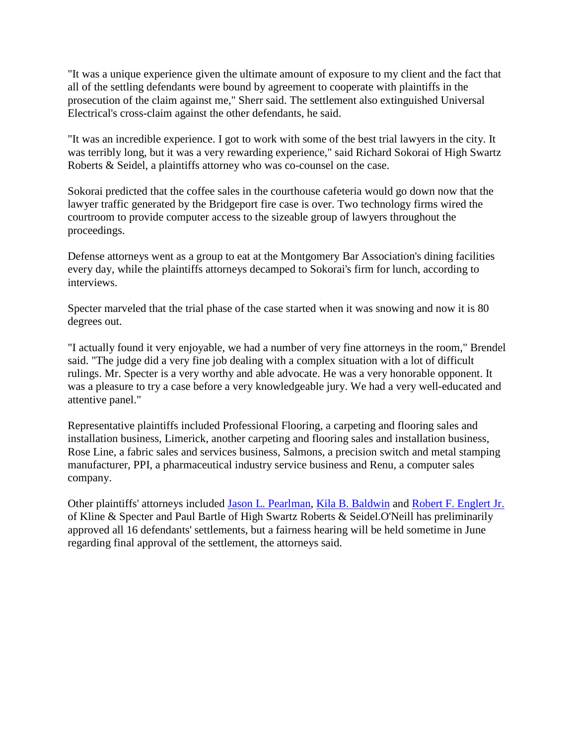"It was a unique experience given the ultimate amount of exposure to my client and the fact that all of the settling defendants were bound by agreement to cooperate with plaintiffs in the prosecution of the claim against me," Sherr said. The settlement also extinguished Universal Electrical's cross-claim against the other defendants, he said.

"It was an incredible experience. I got to work with some of the best trial lawyers in the city. It was terribly long, but it was a very rewarding experience," said Richard Sokorai of High Swartz Roberts & Seidel, a plaintiffs attorney who was co-counsel on the case.

Sokorai predicted that the coffee sales in the courthouse cafeteria would go down now that the lawyer traffic generated by the Bridgeport fire case is over. Two technology firms wired the courtroom to provide computer access to the sizeable group of lawyers throughout the proceedings.

Defense attorneys went as a group to eat at the Montgomery Bar Association's dining facilities every day, while the plaintiffs attorneys decamped to Sokorai's firm for lunch, according to interviews.

Specter marveled that the trial phase of the case started when it was snowing and now it is 80 degrees out.

"I actually found it very enjoyable, we had a number of very fine attorneys in the room," Brendel said. "The judge did a very fine job dealing with a complex situation with a lot of difficult rulings. Mr. Specter is a very worthy and able advocate. He was a very honorable opponent. It was a pleasure to try a case before a very knowledgeable jury. We had a very well-educated and attentive panel."

Representative plaintiffs included Professional Flooring, a carpeting and flooring sales and installation business, Limerick, another carpeting and flooring sales and installation business, Rose Line, a fabric sales and services business, Salmons, a precision switch and metal stamping manufacturer, PPI, a pharmaceutical industry service business and Renu, a computer sales company.

Other plaintiffs' attorneys included Jason L. Pearlman, Kila B. Baldwin and Robert F. Englert Jr. of Kline & Specter and Paul Bartle of High Swartz Roberts & Seidel.O'Neill has preliminarily approved all 16 defendants' settlements, but a fairness hearing will be held sometime in June regarding final approval of the settlement, the attorneys said.